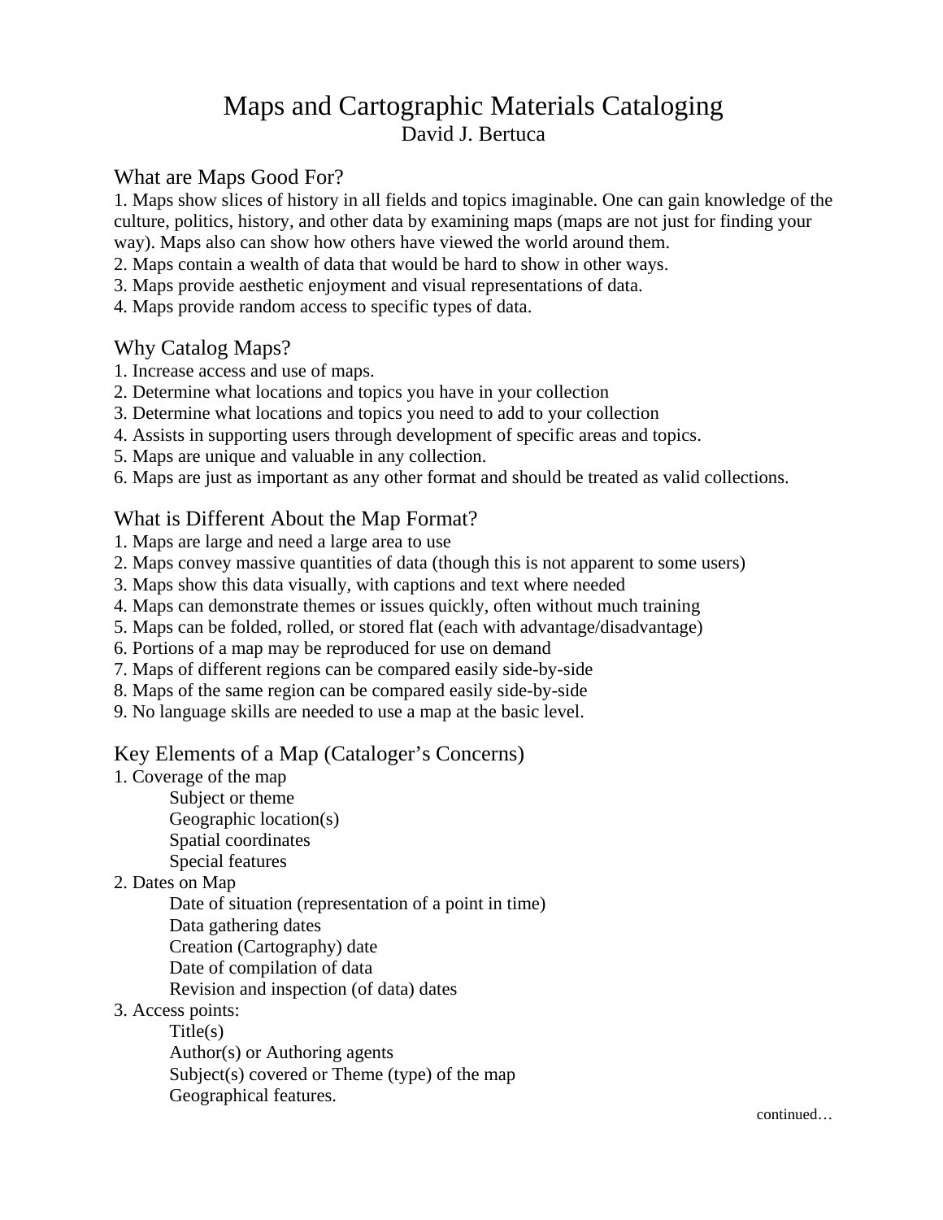# Maps and Cartographic Materials Cataloging

David J. Bertuca

## What are Maps Good For?

1. Maps show slices of history in all fields and topics imaginable. One can gain knowledge of the culture, politics, history, and other data by examining maps (maps are not just for finding your way). Maps also can show how others have viewed the world around them.
2. Maps contain a wealth of data that would be hard to show in other ways.
3. Maps provide aesthetic enjoyment and visual representations of data.
4. Maps provide random access to specific types of data.

## Why Catalog Maps?

1. Increase access and use of maps.
2. Determine what locations and topics you have in your collection
3. Determine what locations and topics you need to add to your collection
4. Assists in supporting users through development of specific areas and topics.
5. Maps are unique and valuable in any collection.
6. Maps are just as important as any other format and should be treated as valid collections.

## What is Different About the Map Format?

1. Maps are large and need a large area to use
2. Maps convey massive quantities of data (though this is not apparent to some users)
3. Maps show this data visually, with captions and text where needed
4. Maps can demonstrate themes or issues quickly, often without much training
5. Maps can be folded, rolled, or stored flat (each with advantage/disadvantage)
6. Portions of a map may be reproduced for use on demand
7. Maps of different regions can be compared easily side-by-side
8. Maps of the same region can be compared easily side-by-side
9. No language skills are needed to use a map at the basic level.

## Key Elements of a Map (Cataloger's Concerns)

1. Coverage of the map
   - Subject or theme
   - Geographic location(s)
   - Spatial coordinates
   - Special features
2. Dates on Map
   - Date of situation (representation of a point in time)
   - Data gathering dates
   - Creation (Cartography) date
   - Date of compilation of data
   - Revision and inspection (of data) dates
3. Access points:
   - Title(s)
   - Author(s) or Authoring agents
   - Subject(s) covered or Theme (type) of the map
   - Geographical features.

continued…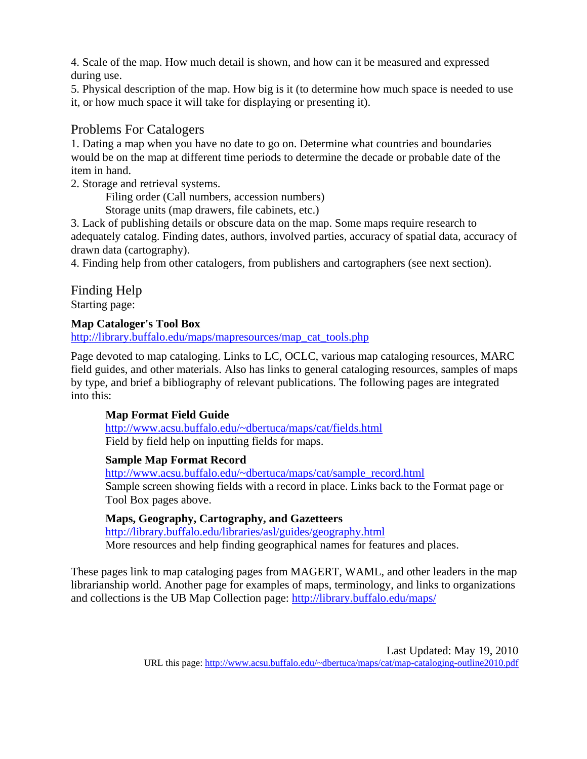4. Scale of the map. How much detail is shown, and how can it be measured and expressed during use.
5. Physical description of the map. How big is it (to determine how much space is needed to use it, or how much space it will take for displaying or presenting it).

## Problems For Catalogers

1. Dating a map when you have no date to go on. Determine what countries and boundaries would be on the map at different time periods to determine the decade or probable date of the item in hand.
2. Storage and retrieval systems.
   - Filing order (Call numbers, accession numbers)
   - Storage units (map drawers, file cabinets, etc.)
3. Lack of publishing details or obscure data on the map. Some maps require research to adequately catalog. Finding dates, authors, involved parties, accuracy of spatial data, accuracy of drawn data (cartography).
4. Finding help from other catalogers, from publishers and cartographers (see next section).

## Finding Help

Starting page:

**Map Cataloger's Tool Box**
http://library.buffalo.edu/maps/mapresources/map_cat_tools.php

Page devoted to map cataloging. Links to LC, OCLC, various map cataloging resources, MARC field guides, and other materials. Also has links to general cataloging resources, samples of maps by type, and brief a bibliography of relevant publications. The following pages are integrated into this:

> **Map Format Field Guide**
> http://www.acsu.buffalo.edu/~dbertuca/maps/cat/fields.html
> Field by field help on inputting fields for maps.
>
> **Sample Map Format Record**
> http://www.acsu.buffalo.edu/~dbertuca/maps/cat/sample_record.html
> Sample screen showing fields with a record in place. Links back to the Format page or Tool Box pages above.
>
> **Maps, Geography, Cartography, and Gazetteers**
> http://library.buffalo.edu/libraries/asl/guides/geography.html
> More resources and help finding geographical names for features and places.

These pages link to map cataloging pages from MAGERT, WAML, and other leaders in the map librarianship world. Another page for examples of maps, terminology, and links to organizations and collections is the UB Map Collection page: http://library.buffalo.edu/maps/

Last Updated: May 19, 2010
URL this page: http://www.acsu.buffalo.edu/~dbertuca/maps/cat/map-cataloging-outline2010.pdf